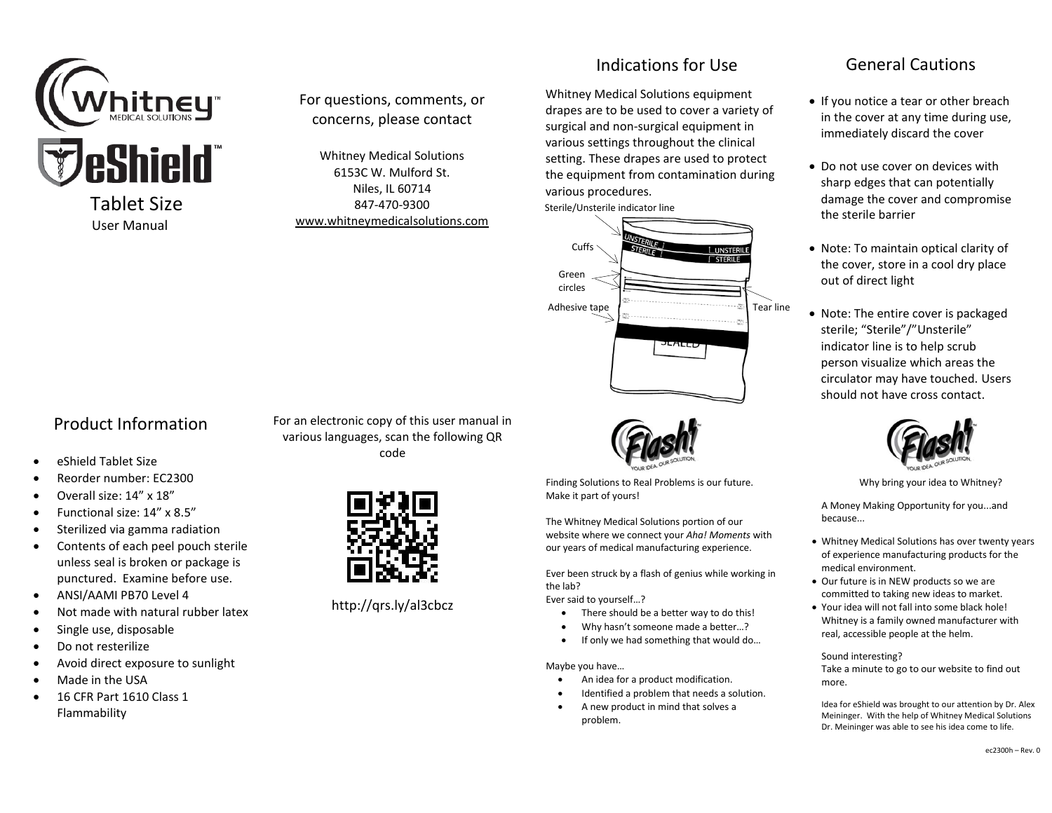Whitney™ MEDICAL SOLUTIONS

eShield™

Tablet Size

User Manual

For questions, comments, or concerns, please contact

Whitney Medical Solutions
6153C W. Mulford St.
Niles, IL 60714
847-470-9300
www.whitneymedicalsolutions.com

## Product Information

- eShield Tablet Size
- Reorder number: EC2300
- Overall size: 14" x 18"
- Functional size: 14" x 8.5"
- Sterilized via gamma radiation
- Contents of each peel pouch sterile unless seal is broken or package is punctured. Examine before use.
- ANSI/AAMI PB70 Level 4
- Not made with natural rubber latex
- Single use, disposable
- Do not resterilize
- Avoid direct exposure to sunlight
- Made in the USA
- 16 CFR Part 1610 Class 1 Flammability

For an electronic copy of this user manual in various languages, scan the following QR code

http://qrs.ly/al3cbcz

## Indications for Use

Whitney Medical Solutions equipment drapes are to be used to cover a variety of surgical and non-surgical equipment in various settings throughout the clinical setting. These drapes are used to protect the equipment from contamination during various procedures.

Sterile/Unsterile indicator line

Cuffs

Green circles

Adhesive tape

Tear line

UNSTERILE
STERILE

SEALED

## General Cautions

- If you notice a tear or other breach in the cover at any time during use, immediately discard the cover
- Do not use cover on devices with sharp edges that can potentially damage the cover and compromise the sterile barrier
- Note: To maintain optical clarity of the cover, store in a cool dry place out of direct light
- Note: The entire cover is packaged sterile; "Sterile"/"Unsterile" indicator line is to help scrub person visualize which areas the circulator may have touched. Users should not have cross contact.

Flash! YOUR IDEA. OUR SOLUTION.

Finding Solutions to Real Problems is our future. Make it part of yours!

The Whitney Medical Solutions portion of our website where we connect your *Aha! Moments* with our years of medical manufacturing experience.

Ever been struck by a flash of genius while working in the lab?
Ever said to yourself…?

- There should be a better way to do this!
- Why hasn't someone made a better…?
- If only we had something that would do…

Maybe you have…

- An idea for a product modification.
- Identified a problem that needs a solution.
- A new product in mind that solves a problem.

Flash! YOUR IDEA. OUR SOLUTION.

Why bring your idea to Whitney?

A Money Making Opportunity for you...and because...

- Whitney Medical Solutions has over twenty years of experience manufacturing products for the medical environment.
- Our future is in NEW products so we are committed to taking new ideas to market.
- Your idea will not fall into some black hole! Whitney is a family owned manufacturer with real, accessible people at the helm.

Sound interesting?
Take a minute to go to our website to find out more.

Idea for eShield was brought to our attention by Dr. Alex Meininger. With the help of Whitney Medical Solutions Dr. Meininger was able to see his idea come to life.

ec2300h – Rev. 0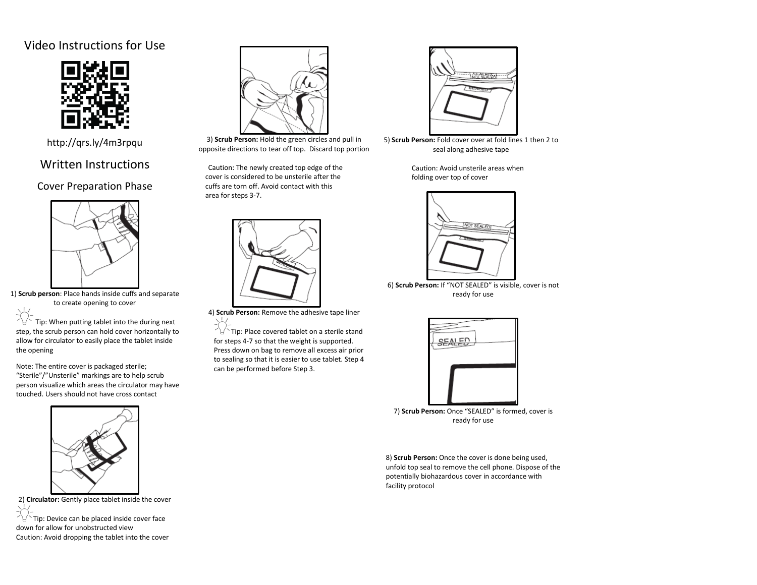## Video Instructions for Use

http://qrs.ly/4m3rpqu

## Written Instructions

### Cover Preparation Phase

1) **Scrub person**: Place hands inside cuffs and separate to create opening to cover

Tip: When putting tablet into the during next step, the scrub person can hold cover horizontally to allow for circulator to easily place the tablet inside the opening

Note: The entire cover is packaged sterile; "Sterile"/"Unsterile" markings are to help scrub person visualize which areas the circulator may have touched. Users should not have cross contact

2) **Circulator:** Gently place tablet inside the cover

Tip: Device can be placed inside cover face down for allow for unobstructed view

Caution: Avoid dropping the tablet into the cover

3) **Scrub Person:** Hold the green circles and pull in opposite directions to tear off top. Discard top portion

Caution: The newly created top edge of the cover is considered to be unsterile after the cuffs are torn off. Avoid contact with this area for steps 3-7.

4) **Scrub Person:** Remove the adhesive tape liner

Tip: Place covered tablet on a sterile stand for steps 4-7 so that the weight is supported. Press down on bag to remove all excess air prior to sealing so that it is easier to use tablet. Step 4 can be performed before Step 3.

5) **Scrub Person:** Fold cover over at fold lines 1 then 2 to seal along adhesive tape

Caution: Avoid unsterile areas when folding over top of cover

6) **Scrub Person:** If "NOT SEALED" is visible, cover is not ready for use

7) **Scrub Person:** Once "SEALED" is formed, cover is ready for use

8) **Scrub Person:** Once the cover is done being used, unfold top seal to remove the cell phone. Dispose of the potentially biohazardous cover in accordance with facility protocol